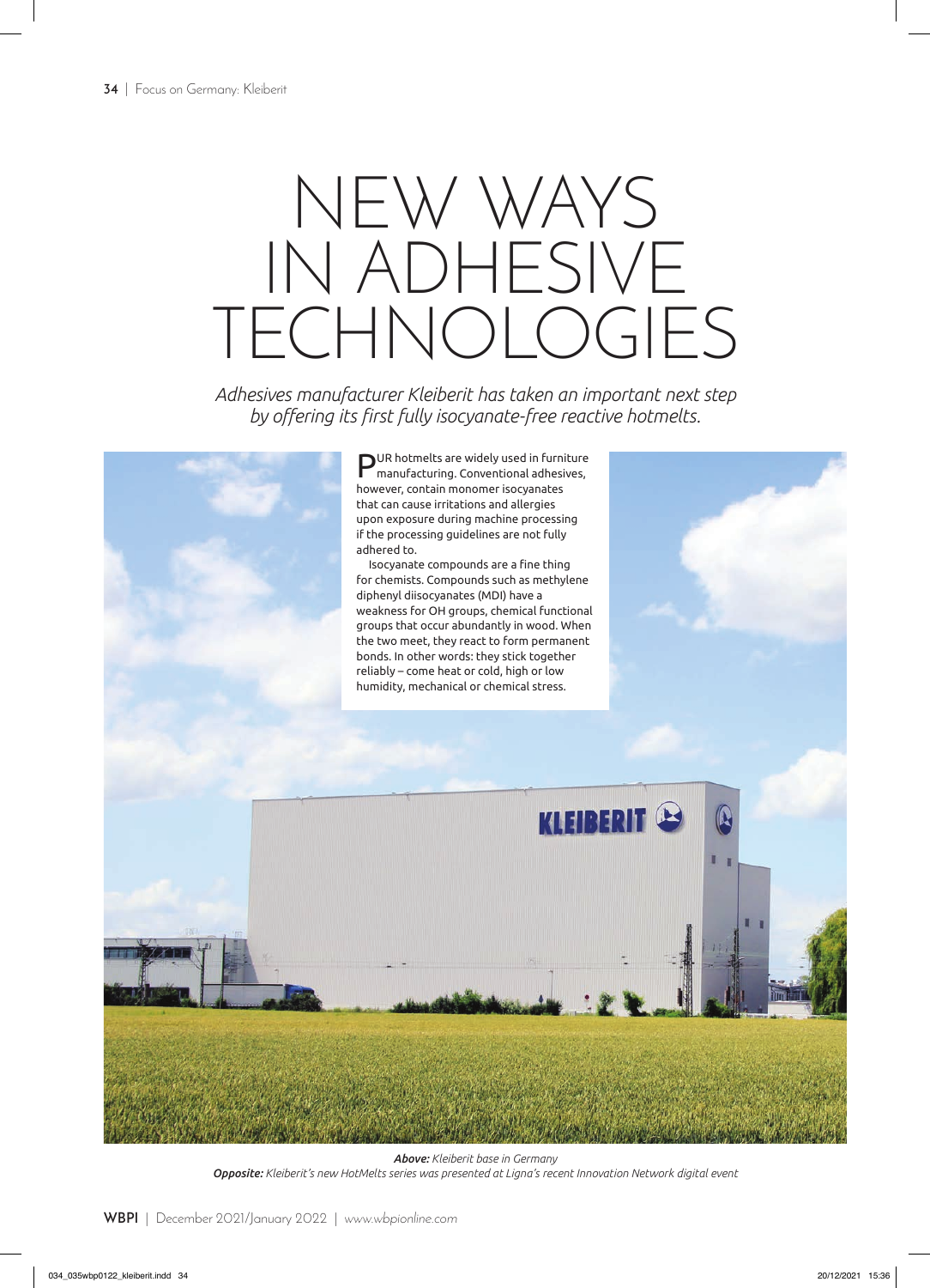# NEW WAYS IN ADHESIVE TECHNOLOGIES

*Adhesives manufacturer Kleiberit has taken an important next step by offering its first fully isocyanate-free reactive hotmelts.*

PUR hotmelts are widely used in furniture manufacturing. Conventional adhesives, however, contain monomer isocyanates that can cause irritations and allergies upon exposure during machine processing if the processing guidelines are not fully adhered to.

Isocyanate compounds are a fine thing for chemists. Compounds such as methylene diphenyl diisocyanates (MDI) have a weakness for OH groups, chemical functional groups that occur abundantly in wood. When the two meet, they react to form permanent bonds. In other words: they stick together reliably – come heat or cold, high or low humidity, mechanical or chemical stress.

***Above:*** *Kleiberit base in Germany*

***Opposite:*** *Kleiberit's new HotMelts series was presented at Ligna's recent Innovation Network digital event*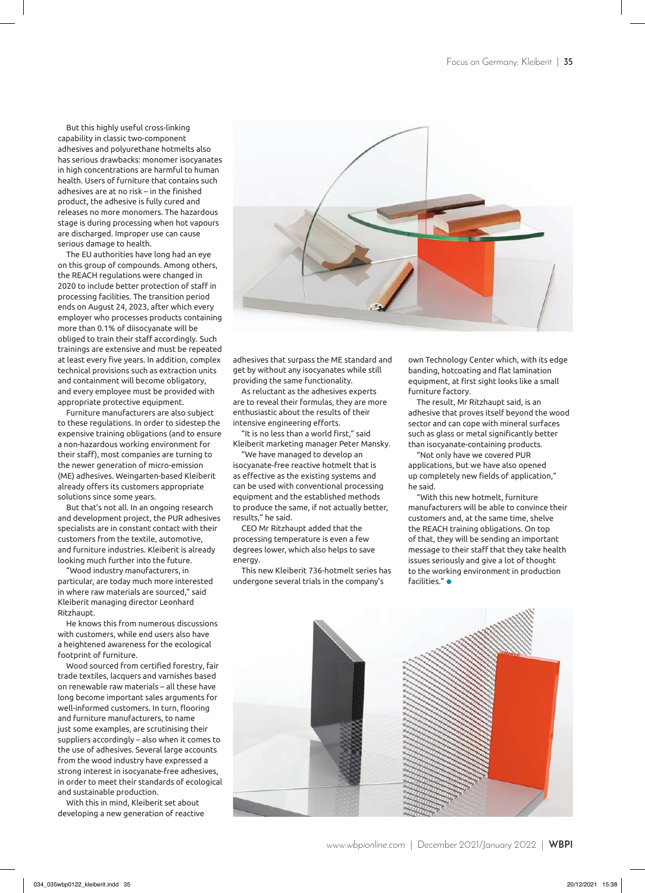But this highly useful cross-linking capability in classic two-component adhesives and polyurethane hotmelts also has serious drawbacks: monomer isocyanates in high concentrations are harmful to human health. Users of furniture that contains such adhesives are at no risk – in the finished product, the adhesive is fully cured and releases no more monomers. The hazardous stage is during processing when hot vapours are discharged. Improper use can cause serious damage to health.

The EU authorities have long had an eye on this group of compounds. Among others, the REACH regulations were changed in 2020 to include better protection of staff in processing facilities. The transition period ends on August 24, 2023, after which every employer who processes products containing more than 0.1% of diisocyanate will be obliged to train their staff accordingly. Such trainings are extensive and must be repeated at least every five years. In addition, complex technical provisions such as extraction units and containment will become obligatory, and every employee must be provided with appropriate protective equipment.

Furniture manufacturers are also subject to these regulations. In order to sidestep the expensive training obligations (and to ensure a non-hazardous working environment for their staff), most companies are turning to the newer generation of micro-emission (ME) adhesives. Weingarten-based Kleiberit already offers its customers appropriate solutions since some years.

But that's not all. In an ongoing research and development project, the PUR adhesives specialists are in constant contact with their customers from the textile, automotive, and furniture industries. Kleiberit is already looking much further into the future.

"Wood industry manufacturers, in particular, are today much more interested in where raw materials are sourced," said Kleiberit managing director Leonhard Ritzhaupt.

He knows this from numerous discussions with customers, while end users also have a heightened awareness for the ecological footprint of furniture.

Wood sourced from certified forestry, fair trade textiles, lacquers and varnishes based on renewable raw materials – all these have long become important sales arguments for well-informed customers. In turn, flooring and furniture manufacturers, to name just some examples, are scrutinising their suppliers accordingly – also when it comes to the use of adhesives. Several large accounts from the wood industry have expressed a strong interest in isocyanate-free adhesives, in order to meet their standards of ecological and sustainable production.

With this in mind, Kleiberit set about developing a new generation of reactive adhesives that surpass the ME standard and get by without any isocyanates while still providing the same functionality.

As reluctant as the adhesives experts are to reveal their formulas, they are more enthusiastic about the results of their intensive engineering efforts.

"It is no less than a world first," said Kleiberit marketing manager Peter Mansky.

"We have managed to develop an isocyanate-free reactive hotmelt that is as effective as the existing systems and can be used with conventional processing equipment and the established methods to produce the same, if not actually better, results," he said.

CEO Mr Ritzhaupt added that the processing temperature is even a few degrees lower, which also helps to save energy.

This new Kleiberit 736-hotmelt series has undergone several trials in the company's own Technology Center which, with its edge banding, hotcoating and flat lamination equipment, at first sight looks like a small furniture factory.

The result, Mr Ritzhaupt said, is an adhesive that proves itself beyond the wood sector and can cope with mineral surfaces such as glass or metal significantly better than isocyanate-containing products.

"Not only have we covered PUR applications, but we have also opened up completely new fields of application," he said.

"With this new hotmelt, furniture manufacturers will be able to convince their customers and, at the same time, shelve the REACH training obligations. On top of that, they will be sending an important message to their staff that they take health issues seriously and give a lot of thought to the working environment in production facilities." ●